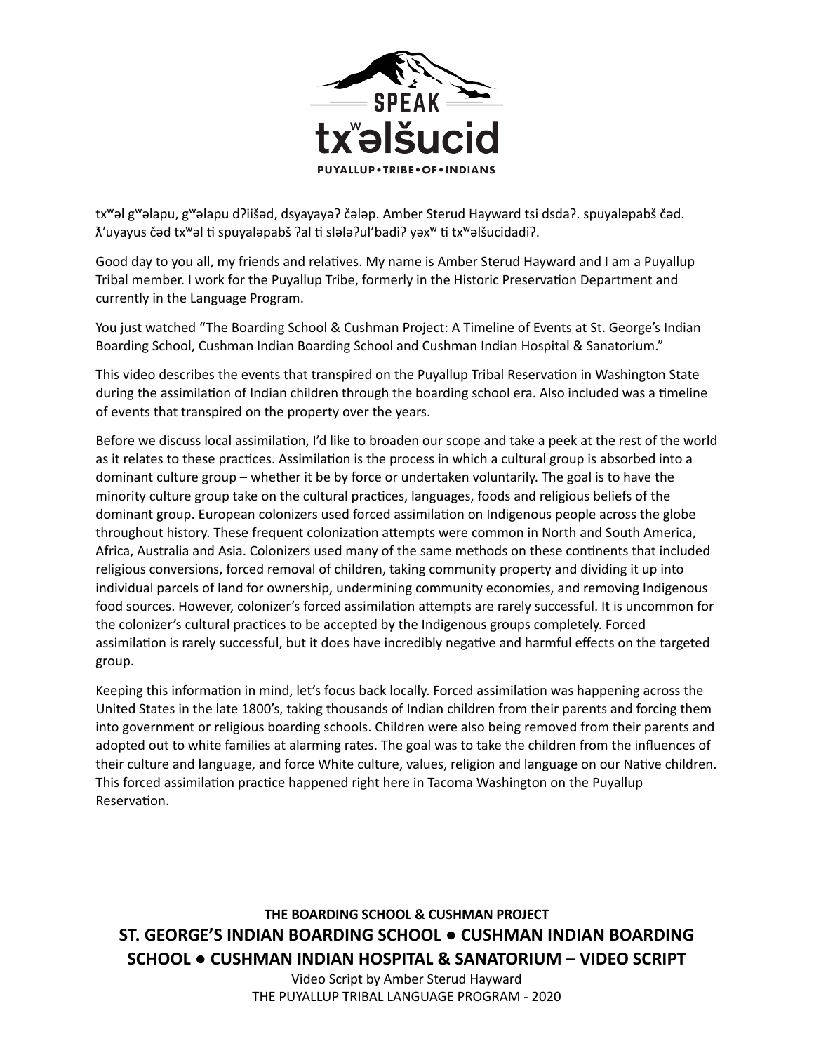txʷəl gʷəlapu, gʷəlapu dʔiišəd, dsyayayəʔ čələp. Amber Sterud Hayward tsi dsdaʔ. spuyaləpabš čəd. ƛ’uyayus čəd txʷəl ti spuyaləpabš ʔal ti slələʔul’badiʔ yəxʷ ti txʷəlšucidadiʔ.

Good day to you all, my friends and relatives. My name is Amber Sterud Hayward and I am a Puyallup Tribal member. I work for the Puyallup Tribe, formerly in the Historic Preservation Department and currently in the Language Program.

You just watched “The Boarding School & Cushman Project: A Timeline of Events at St. George’s Indian Boarding School, Cushman Indian Boarding School and Cushman Indian Hospital & Sanatorium.”

This video describes the events that transpired on the Puyallup Tribal Reservation in Washington State during the assimilation of Indian children through the boarding school era. Also included was a timeline of events that transpired on the property over the years.

Before we discuss local assimilation, I’d like to broaden our scope and take a peek at the rest of the world as it relates to these practices. Assimilation is the process in which a cultural group is absorbed into a dominant culture group – whether it be by force or undertaken voluntarily. The goal is to have the minority culture group take on the cultural practices, languages, foods and religious beliefs of the dominant group. European colonizers used forced assimilation on Indigenous people across the globe throughout history. These frequent colonization attempts were common in North and South America, Africa, Australia and Asia. Colonizers used many of the same methods on these continents that included religious conversions, forced removal of children, taking community property and dividing it up into individual parcels of land for ownership, undermining community economies, and removing Indigenous food sources. However, colonizer’s forced assimilation attempts are rarely successful. It is uncommon for the colonizer’s cultural practices to be accepted by the Indigenous groups completely. Forced assimilation is rarely successful, but it does have incredibly negative and harmful effects on the targeted group.

Keeping this information in mind, let’s focus back locally. Forced assimilation was happening across the United States in the late 1800’s, taking thousands of Indian children from their parents and forcing them into government or religious boarding schools. Children were also being removed from their parents and adopted out to white families at alarming rates. The goal was to take the children from the influences of their culture and language, and force White culture, values, religion and language on our Native children. This forced assimilation practice happened right here in Tacoma Washington on the Puyallup Reservation.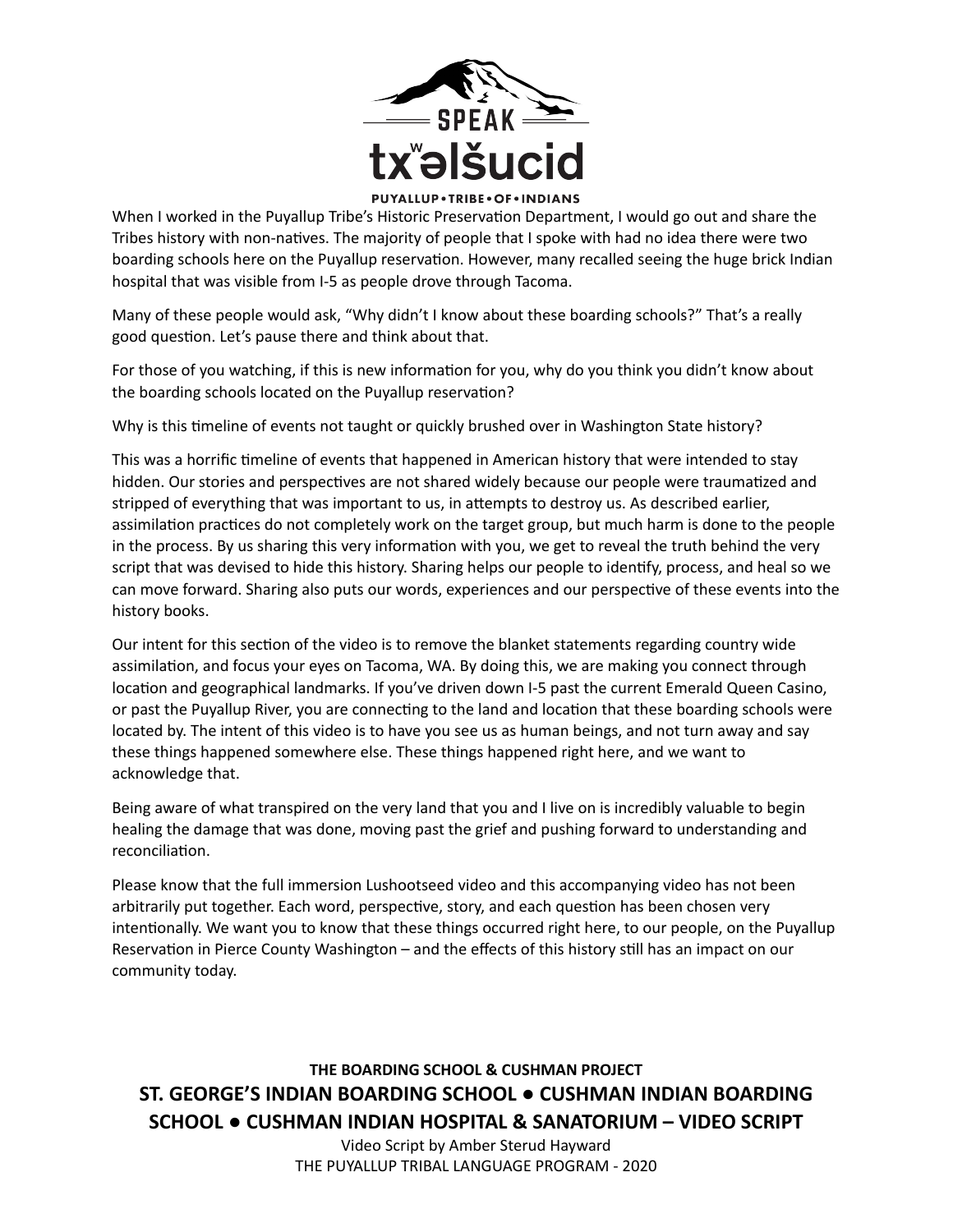When I worked in the Puyallup Tribe's Historic Preservation Department, I would go out and share the Tribes history with non-natives. The majority of people that I spoke with had no idea there were two boarding schools here on the Puyallup reservation. However, many recalled seeing the huge brick Indian hospital that was visible from I-5 as people drove through Tacoma.

Many of these people would ask, "Why didn't I know about these boarding schools?" That's a really good question. Let's pause there and think about that.

For those of you watching, if this is new information for you, why do you think you didn't know about the boarding schools located on the Puyallup reservation?

Why is this timeline of events not taught or quickly brushed over in Washington State history?

This was a horrific timeline of events that happened in American history that were intended to stay hidden. Our stories and perspectives are not shared widely because our people were traumatized and stripped of everything that was important to us, in attempts to destroy us. As described earlier, assimilation practices do not completely work on the target group, but much harm is done to the people in the process. By us sharing this very information with you, we get to reveal the truth behind the very script that was devised to hide this history. Sharing helps our people to identify, process, and heal so we can move forward. Sharing also puts our words, experiences and our perspective of these events into the history books.

Our intent for this section of the video is to remove the blanket statements regarding country wide assimilation, and focus your eyes on Tacoma, WA. By doing this, we are making you connect through location and geographical landmarks. If you've driven down I-5 past the current Emerald Queen Casino, or past the Puyallup River, you are connecting to the land and location that these boarding schools were located by. The intent of this video is to have you see us as human beings, and not turn away and say these things happened somewhere else. These things happened right here, and we want to acknowledge that.

Being aware of what transpired on the very land that you and I live on is incredibly valuable to begin healing the damage that was done, moving past the grief and pushing forward to understanding and reconciliation.

Please know that the full immersion Lushootseed video and this accompanying video has not been arbitrarily put together. Each word, perspective, story, and each question has been chosen very intentionally. We want you to know that these things occurred right here, to our people, on the Puyallup Reservation in Pierce County Washington – and the effects of this history still has an impact on our community today.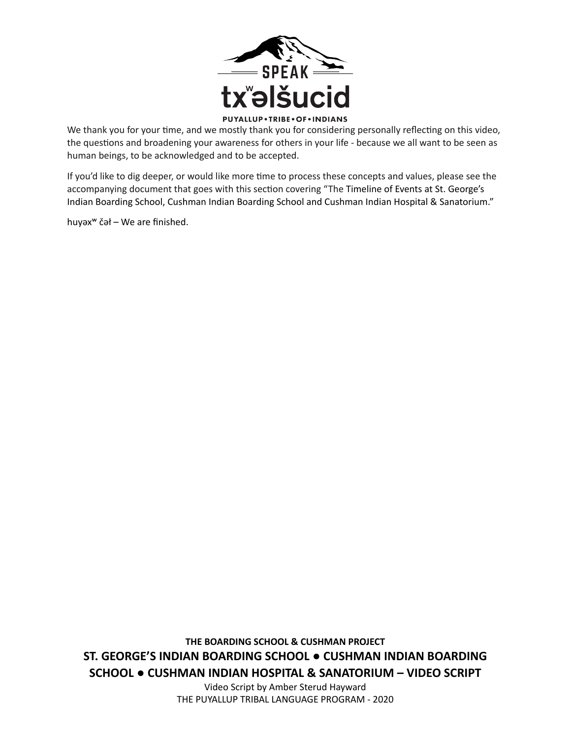We thank you for your time, and we mostly thank you for considering personally reflecting on this video, the questions and broadening your awareness for others in your life - because we all want to be seen as human beings, to be acknowledged and to be accepted.

If you'd like to dig deeper, or would like more time to process these concepts and values, please see the accompanying document that goes with this section covering "The Timeline of Events at St. George's Indian Boarding School, Cushman Indian Boarding School and Cushman Indian Hospital & Sanatorium."

huyəxʷ čəł – We are finished.